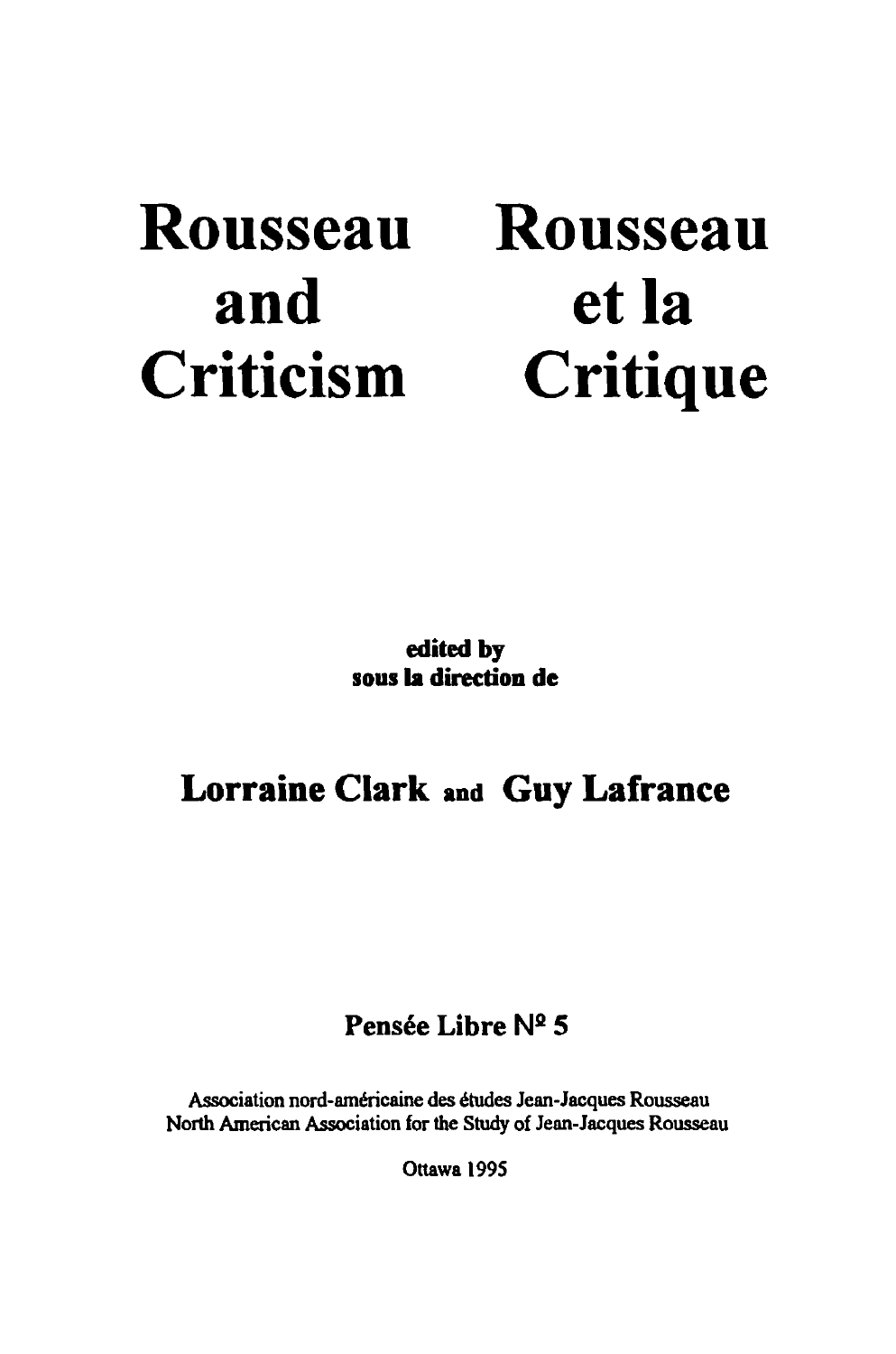# Rousseau and Criticism

# Rousseau et la Critique

**edited by**
**sous la direction de**

## Lorraine Clark and Guy Lafrance

Pensée Libre № 5

Association nord-américaine des études Jean-Jacques Rousseau
North American Association for the Study of Jean-Jacques Rousseau

Ottawa 1995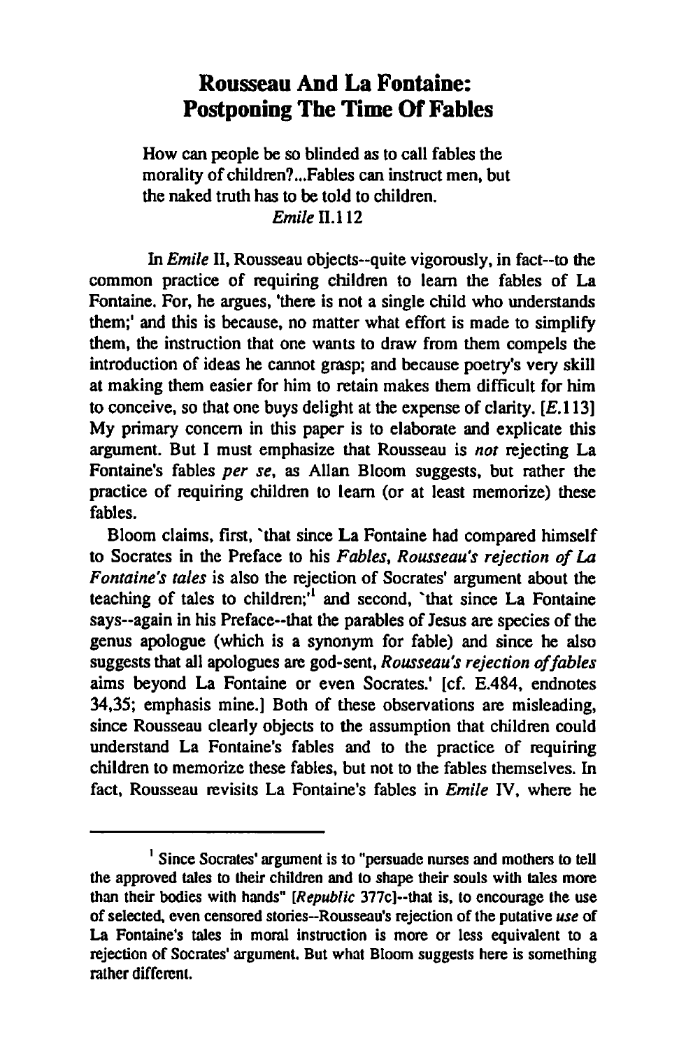# Rousseau And La Fontaine: Postponing The Time Of Fables

> How can people be so blinded as to call fables the morality of children?...Fables can instruct men, but the naked truth has to be told to children.
>
> *Emile* II.112

In *Emile* II, Rousseau objects--quite vigorously, in fact--to the common practice of requiring children to learn the fables of La Fontaine. For, he argues, 'there is not a single child who understands them;' and this is because, no matter what effort is made to simplify them, the instruction that one wants to draw from them compels the introduction of ideas he cannot grasp; and because poetry's very skill at making them easier for him to retain makes them difficult for him to conceive, so that one buys delight at the expense of clarity. [*E*.113] My primary concern in this paper is to elaborate and explicate this argument. But I must emphasize that Rousseau is *not* rejecting La Fontaine's fables *per se*, as Allan Bloom suggests, but rather the practice of requiring children to learn (or at least memorize) these fables.

Bloom claims, first, 'that since La Fontaine had compared himself to Socrates in the Preface to his *Fables*, *Rousseau's rejection of La Fontaine's tales* is also the rejection of Socrates' argument about the teaching of tales to children;'[1] and second, 'that since La Fontaine says--again in his Preface--that the parables of Jesus are species of the genus apologue (which is a synonym for fable) and since he also suggests that all apologues are god-sent, *Rousseau's rejection of fables* aims beyond La Fontaine or even Socrates.' [cf. E.484, endnotes 34,35; emphasis mine.] Both of these observations are misleading, since Rousseau clearly objects to the assumption that children could understand La Fontaine's fables and to the practice of requiring children to memorize these fables, but not to the fables themselves. In fact, Rousseau revisits La Fontaine's fables in *Emile* IV, where he

---

[1] Since Socrates' argument is to "persuade nurses and mothers to tell the approved tales to their children and to shape their souls with tales more than their bodies with hands" [*Republic* 377c]--that is, to encourage the use of selected, even censored stories--Rousseau's rejection of the putative *use* of La Fontaine's tales in moral instruction is more or less equivalent to a rejection of Socrates' argument. But what Bloom suggests here is something rather different.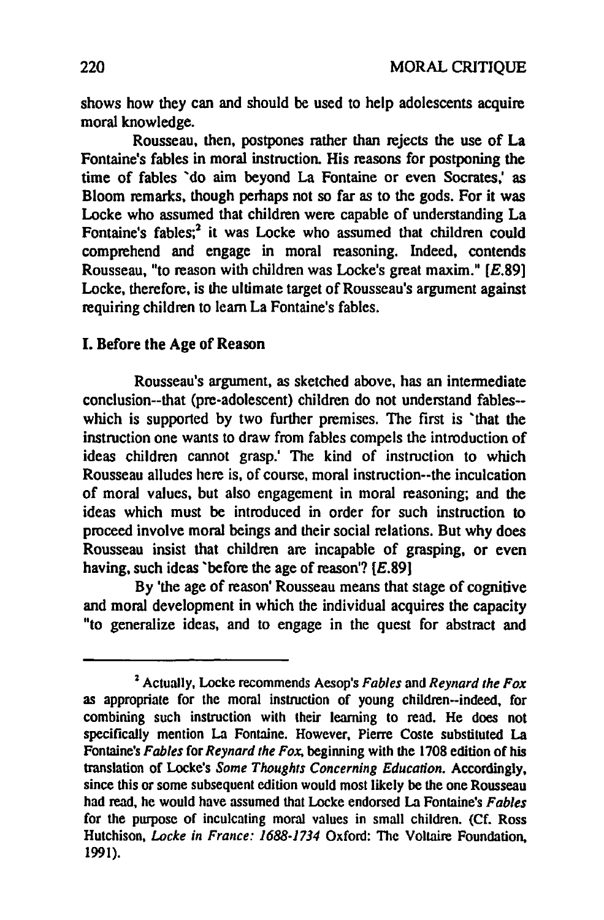shows how they can and should be used to help adolescents acquire moral knowledge.

Rousseau, then, postpones rather than rejects the use of La Fontaine's fables in moral instruction. His reasons for postponing the time of fables `do aim beyond La Fontaine or even Socrates,' as Bloom remarks, though perhaps not so far as to the gods. For it was Locke who assumed that children were capable of understanding La Fontaine's fables;[2] it was Locke who assumed that children could comprehend and engage in moral reasoning. Indeed, contends Rousseau, "to reason with children was Locke's great maxim." [*E*.89] Locke, therefore, is the ultimate target of Rousseau's argument against requiring children to learn La Fontaine's fables.

## I. Before the Age of Reason

Rousseau's argument, as sketched above, has an intermediate conclusion--that (pre-adolescent) children do not understand fables--which is supported by two further premises. The first is `that the instruction one wants to draw from fables compels the introduction of ideas children cannot grasp.' The kind of instruction to which Rousseau alludes here is, of course, moral instruction--the inculcation of moral values, but also engagement in moral reasoning; and the ideas which must be introduced in order for such instruction to proceed involve moral beings and their social relations. But why does Rousseau insist that children are incapable of grasping, or even having, such ideas `before the age of reason'? [*E*.89]

By 'the age of reason' Rousseau means that stage of cognitive and moral development in which the individual acquires the capacity "to generalize ideas, and to engage in the quest for abstract and

---

[2] Actually, Locke recommends Aesop's *Fables* and *Reynard the Fox* as appropriate for the moral instruction of young children--indeed, for combining such instruction with their learning to read. He does not specifically mention La Fontaine. However, Pierre Coste substituted La Fontaine's *Fables* for *Reynard the Fox*, beginning with the 1708 edition of his translation of Locke's *Some Thoughts Concerning Education*. Accordingly, since this or some subsequent edition would most likely be the one Rousseau had read, he would have assumed that Locke endorsed La Fontaine's *Fables* for the purpose of inculcating moral values in small children. (Cf. Ross Hutchison, *Locke in France: 1688-1734* Oxford: The Voltaire Foundation, 1991).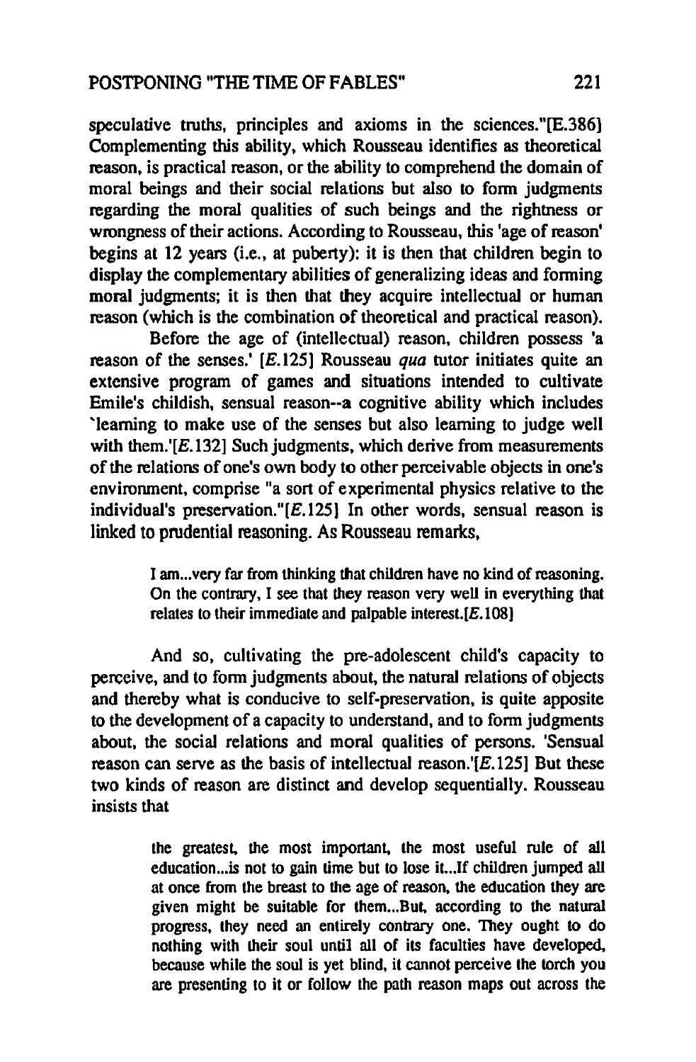speculative truths, principles and axioms in the sciences."[E.386] Complementing this ability, which Rousseau identifies as theoretical reason, is practical reason, or the ability to comprehend the domain of moral beings and their social relations but also to form judgments regarding the moral qualities of such beings and the rightness or wrongness of their actions. According to Rousseau, this 'age of reason' begins at 12 years (i.e., at puberty): it is then that children begin to display the complementary abilities of generalizing ideas and forming moral judgments; it is then that they acquire intellectual or human reason (which is the combination of theoretical and practical reason).

Before the age of (intellectual) reason, children possess 'a reason of the senses.' [*E*.125] Rousseau *qua* tutor initiates quite an extensive program of games and situations intended to cultivate Emile's childish, sensual reason--a cognitive ability which includes 'learning to make use of the senses but also learning to judge well with them.'[*E*.132] Such judgments, which derive from measurements of the relations of one's own body to other perceivable objects in one's environment, comprise "a sort of experimental physics relative to the individual's preservation."[*E*.125] In other words, sensual reason is linked to prudential reasoning. As Rousseau remarks,

> I am...very far from thinking that children have no kind of reasoning. On the contrary, I see that they reason very well in everything that relates to their immediate and palpable interest.[*E*.108]

And so, cultivating the pre-adolescent child's capacity to perceive, and to form judgments about, the natural relations of objects and thereby what is conducive to self-preservation, is quite apposite to the development of a capacity to understand, and to form judgments about, the social relations and moral qualities of persons. 'Sensual reason can serve as the basis of intellectual reason.'[*E*.125] But these two kinds of reason are distinct and develop sequentially. Rousseau insists that

> the greatest, the most important, the most useful rule of all education...is not to gain time but to lose it...If children jumped all at once from the breast to the age of reason, the education they are given might be suitable for them...But, according to the natural progress, they need an entirely contrary one. They ought to do nothing with their soul until all of its faculties have developed, because while the soul is yet blind, it cannot perceive the torch you are presenting to it or follow the path reason maps out across the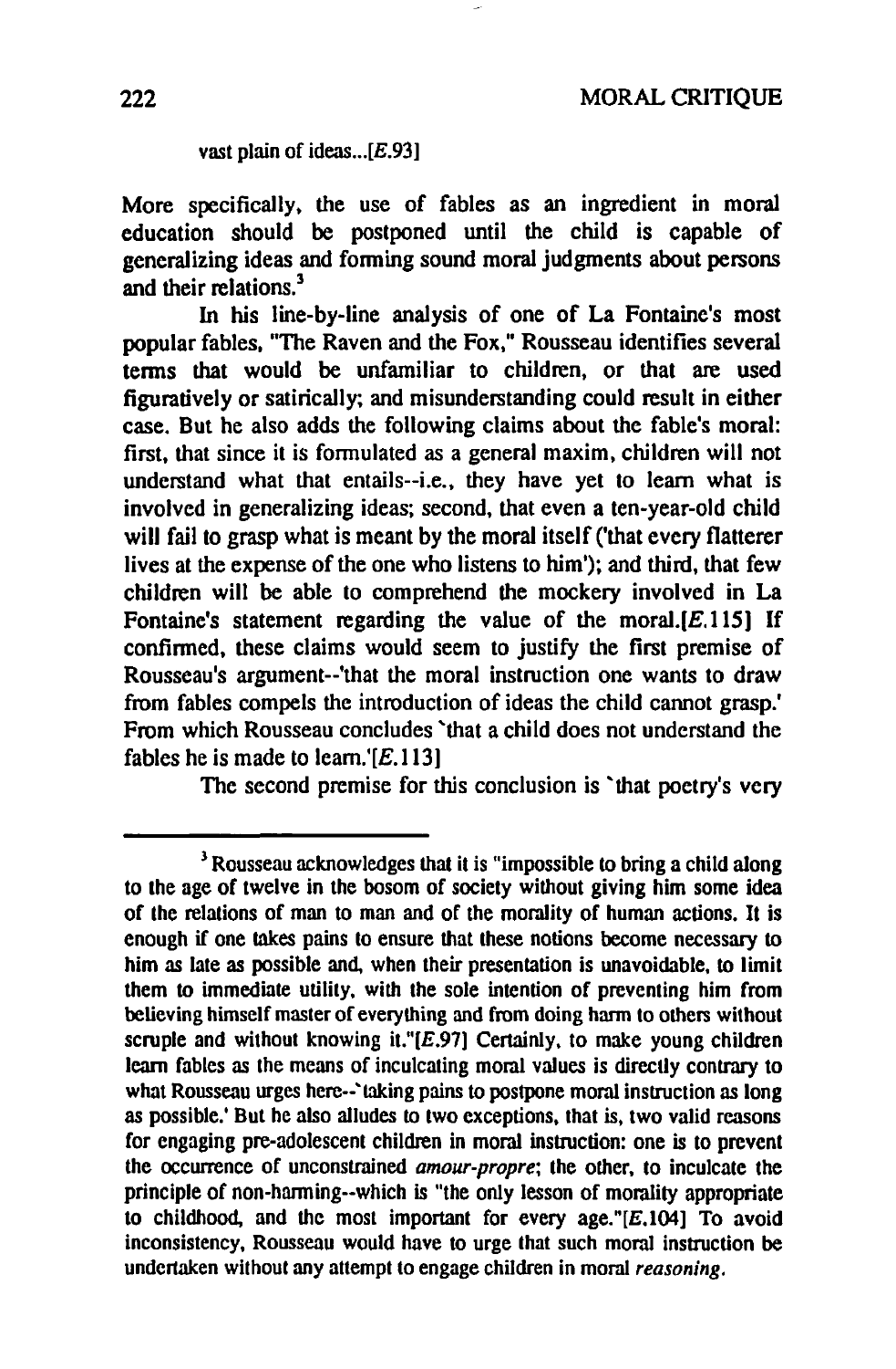vast plain of ideas...[*E*.93]

More specifically, the use of fables as an ingredient in moral education should be postponed until the child is capable of generalizing ideas and forming sound moral judgments about persons and their relations.[3]

In his line-by-line analysis of one of La Fontaine's most popular fables, "The Raven and the Fox," Rousseau identifies several terms that would be unfamiliar to children, or that are used figuratively or satirically; and misunderstanding could result in either case. But he also adds the following claims about the fable's moral: first, that since it is formulated as a general maxim, children will not understand what that entails--i.e., they have yet to learn what is involved in generalizing ideas; second, that even a ten-year-old child will fail to grasp what is meant by the moral itself ('that every flatterer lives at the expense of the one who listens to him'); and third, that few children will be able to comprehend the mockery involved in La Fontaine's statement regarding the value of the moral.[*E*.115] If confirmed, these claims would seem to justify the first premise of Rousseau's argument--'that the moral instruction one wants to draw from fables compels the introduction of ideas the child cannot grasp.' From which Rousseau concludes `that a child does not understand the fables he is made to learn.'[*E*.113]

The second premise for this conclusion is `that poetry's very

---

[3] Rousseau acknowledges that it is "impossible to bring a child along to the age of twelve in the bosom of society without giving him some idea of the relations of man to man and of the morality of human actions. It is enough if one takes pains to ensure that these notions become necessary to him as late as possible and, when their presentation is unavoidable, to limit them to immediate utility, with the sole intention of preventing him from believing himself master of everything and from doing harm to others without scruple and without knowing it."[*E*.97] Certainly, to make young children learn fables as the means of inculcating moral values is directly contrary to what Rousseau urges here--`taking pains to postpone moral instruction as long as possible.' But he also alludes to two exceptions, that is, two valid reasons for engaging pre-adolescent children in moral instruction: one is to prevent the occurrence of unconstrained *amour-propre*; the other, to inculcate the principle of non-harming--which is "the only lesson of morality appropriate to childhood, and the most important for every age."[*E*.104] To avoid inconsistency, Rousseau would have to urge that such moral instruction be undertaken without any attempt to engage children in moral *reasoning*.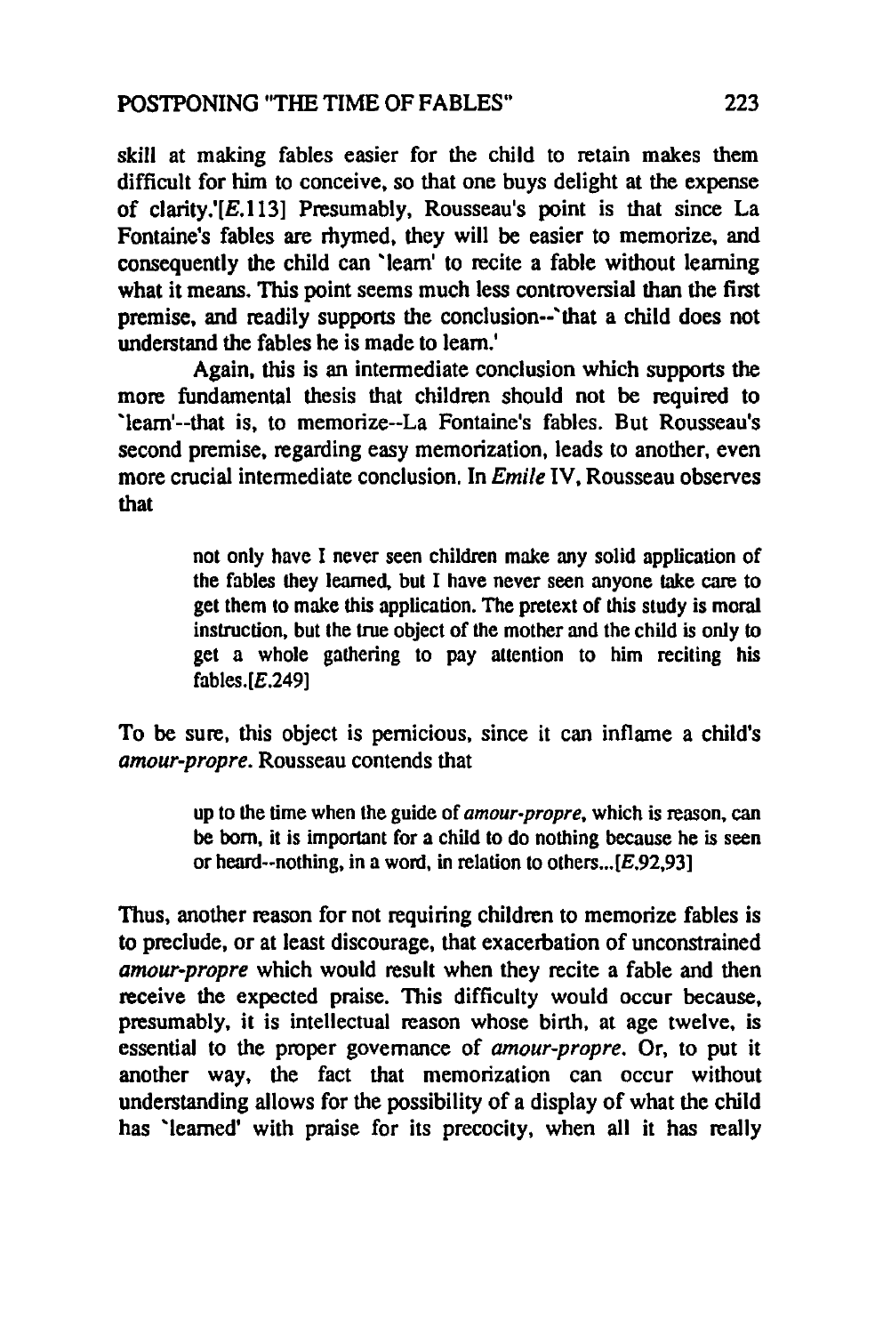skill at making fables easier for the child to retain makes them difficult for him to conceive, so that one buys delight at the expense of clarity.'[*E*.113] Presumably, Rousseau's point is that since La Fontaine's fables are rhymed, they will be easier to memorize, and consequently the child can `learn' to recite a fable without learning what it means. This point seems much less controversial than the first premise, and readily supports the conclusion--`that a child does not understand the fables he is made to learn.'

Again, this is an intermediate conclusion which supports the more fundamental thesis that children should not be required to `learn'--that is, to memorize--La Fontaine's fables. But Rousseau's second premise, regarding easy memorization, leads to another, even more crucial intermediate conclusion. In *Emile* IV, Rousseau observes that

> not only have I never seen children make any solid application of the fables they learned, but I have never seen anyone take care to get them to make this application. The pretext of this study is moral instruction, but the true object of the mother and the child is only to get a whole gathering to pay attention to him reciting his fables.[*E*.249]

To be sure, this object is pernicious, since it can inflame a child's *amour-propre*. Rousseau contends that

> up to the time when the guide of *amour-propre*, which is reason, can be born, it is important for a child to do nothing because he is seen or heard--nothing, in a word, in relation to others...[*E*.92,93]

Thus, another reason for not requiring children to memorize fables is to preclude, or at least discourage, that exacerbation of unconstrained *amour-propre* which would result when they recite a fable and then receive the expected praise. This difficulty would occur because, presumably, it is intellectual reason whose birth, at age twelve, is essential to the proper governance of *amour-propre*. Or, to put it another way, the fact that memorization can occur without understanding allows for the possibility of a display of what the child has `learned' with praise for its precocity, when all it has really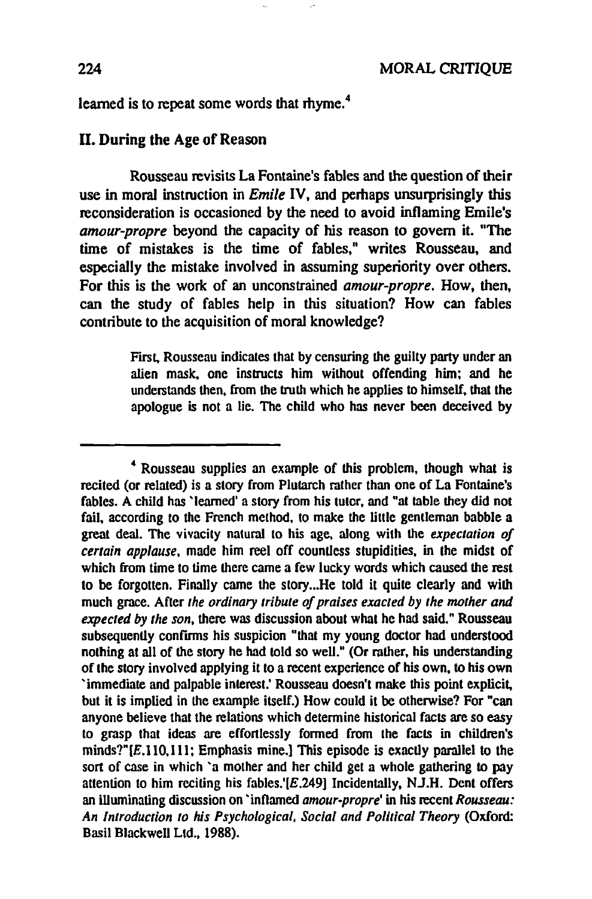learned is to repeat some words that rhyme.[4]

## II. During the Age of Reason

Rousseau revisits La Fontaine's fables and the question of their use in moral instruction in *Emile* IV, and perhaps unsurprisingly this reconsideration is occasioned by the need to avoid inflaming Emile's *amour-propre* beyond the capacity of his reason to govern it. "The time of mistakes is the time of fables," writes Rousseau, and especially the mistake involved in assuming superiority over others. For this is the work of an unconstrained *amour-propre*. How, then, can the study of fables help in this situation? How can fables contribute to the acquisition of moral knowledge?

> First, Rousseau indicates that by censuring the guilty party under an alien mask, one instructs him without offending him; and he understands then, from the truth which he applies to himself, that the apologue is not a lie. The child who has never been deceived by

---

[4] Rousseau supplies an example of this problem, though what is recited (or related) is a story from Plutarch rather than one of La Fontaine's fables. A child has 'learned' a story from his tutor, and "at table they did not fail, according to the French method, to make the little gentleman babble a great deal. The vivacity natural to his age, along with the *expectation of certain applause*, made him reel off countless stupidities, in the midst of which from time to time there came a few lucky words which caused the rest to be forgotten. Finally came the story...He told it quite clearly and with much grace. After *the ordinary tribute of praises exacted by the mother and expected by the son*, there was discussion about what he had said." Rousseau subsequently confirms his suspicion "that my young doctor had understood nothing at all of the story he had told so well." (Or rather, his understanding of the story involved applying it to a recent experience of his own, to his own 'immediate and palpable interest.' Rousseau doesn't make this point explicit, but it is implied in the example itself.) How could it be otherwise? For "can anyone believe that the relations which determine historical facts are so easy to grasp that ideas are effortlessly formed from the facts in children's minds?"[*E*.110,111; Emphasis mine.] This episode is exactly parallel to the sort of case in which 'a mother and her child get a whole gathering to pay attention to him reciting his fables.'[*E*.249] Incidentally, N.J.H. Dent offers an illuminating discussion on 'inflamed *amour-propre*' in his recent *Rousseau: An Introduction to his Psychological, Social and Political Theory* (Oxford: Basil Blackwell Ltd., 1988).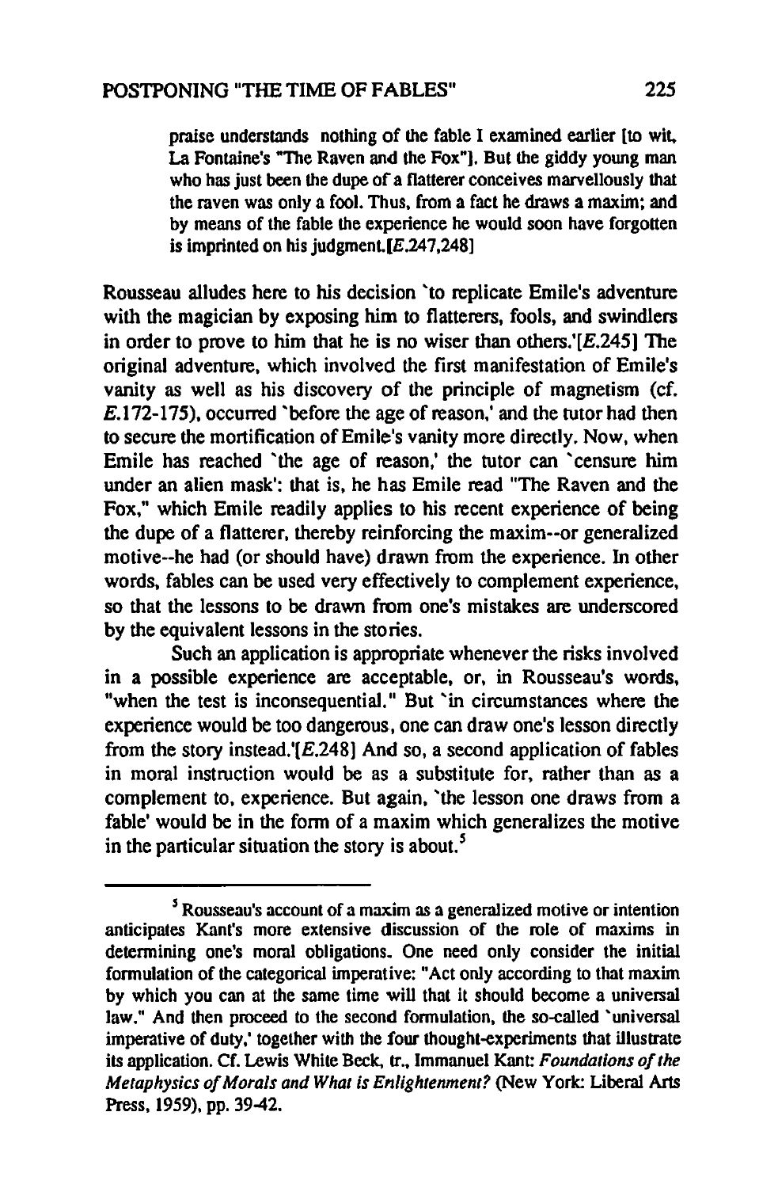praise understands nothing of the fable I examined earlier [to wit, La Fontaine's "The Raven and the Fox"]. But the giddy young man who has just been the dupe of a flatterer conceives marvellously that the raven was only a fool. Thus, from a fact he draws a maxim; and by means of the fable the experience he would soon have forgotten is imprinted on his judgment.[*E*.247,248]

Rousseau alludes here to his decision 'to replicate Emile's adventure with the magician by exposing him to flatterers, fools, and swindlers in order to prove to him that he is no wiser than others.'[*E*.245] The original adventure, which involved the first manifestation of Emile's vanity as well as his discovery of the principle of magnetism (cf. *E*.172-175), occurred 'before the age of reason,' and the tutor had then to secure the mortification of Emile's vanity more directly. Now, when Emile has reached 'the age of reason,' the tutor can 'censure him under an alien mask': that is, he has Emile read "The Raven and the Fox," which Emile readily applies to his recent experience of being the dupe of a flatterer, thereby reinforcing the maxim--or generalized motive--he had (or should have) drawn from the experience. In other words, fables can be used very effectively to complement experience, so that the lessons to be drawn from one's mistakes are underscored by the equivalent lessons in the stories.

Such an application is appropriate whenever the risks involved in a possible experience are acceptable, or, in Rousseau's words, "when the test is inconsequential." But 'in circumstances where the experience would be too dangerous, one can draw one's lesson directly from the story instead.'[*E*.248] And so, a second application of fables in moral instruction would be as a substitute for, rather than as a complement to, experience. But again, 'the lesson one draws from a fable' would be in the form of a maxim which generalizes the motive in the particular situation the story is about.[5]

---

[5] Rousseau's account of a maxim as a generalized motive or intention anticipates Kant's more extensive discussion of the role of maxims in determining one's moral obligations. One need only consider the initial formulation of the categorical imperative: "Act only according to that maxim by which you can at the same time will that it should become a universal law." And then proceed to the second formulation, the so-called 'universal imperative of duty,' together with the four thought-experiments that illustrate its application. Cf. Lewis White Beck, tr., Immanuel Kant: *Foundations of the Metaphysics of Morals and What is Enlightenment?* (New York: Liberal Arts Press, 1959), pp. 39-42.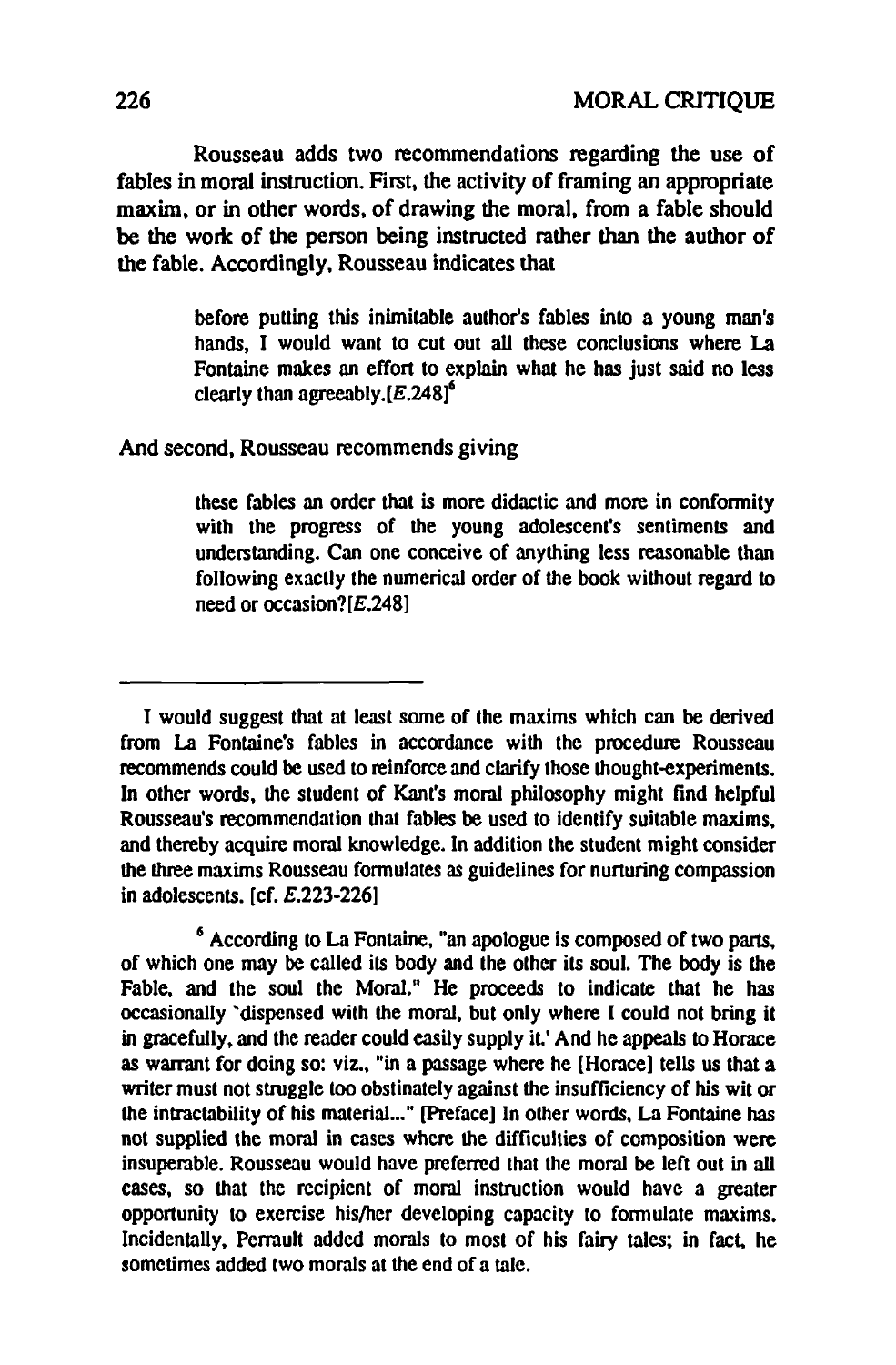Rousseau adds two recommendations regarding the use of fables in moral instruction. First, the activity of framing an appropriate maxim, or in other words, of drawing the moral, from a fable should be the work of the person being instructed rather than the author of the fable. Accordingly, Rousseau indicates that

> before putting this inimitable author's fables into a young man's hands, I would want to cut out all these conclusions where La Fontaine makes an effort to explain what he has just said no less clearly than agreeably.[*E*.248][6]

And second, Rousseau recommends giving

> these fables an order that is more didactic and more in conformity with the progress of the young adolescent's sentiments and understanding. Can one conceive of anything less reasonable than following exactly the numerical order of the book without regard to need or occasion?[*E*.248]

---

I would suggest that at least some of the maxims which can be derived from La Fontaine's fables in accordance with the procedure Rousseau recommends could be used to reinforce and clarify those thought-experiments. In other words, the student of Kant's moral philosophy might find helpful Rousseau's recommendation that fables be used to identify suitable maxims, and thereby acquire moral knowledge. In addition the student might consider the three maxims Rousseau formulates as guidelines for nurturing compassion in adolescents. [cf. *E*.223-226]

[6] According to La Fontaine, "an apologue is composed of two parts, of which one may be called its body and the other its soul. The body is the Fable, and the soul the Moral." He proceeds to indicate that he has occasionally 'dispensed with the moral, but only where I could not bring it in gracefully, and the reader could easily supply it.' And he appeals to Horace as warrant for doing so: viz., "in a passage where he [Horace] tells us that a writer must not struggle too obstinately against the insufficiency of his wit or the intractability of his material..." [Preface] In other words, La Fontaine has not supplied the moral in cases where the difficulties of composition were insuperable. Rousseau would have preferred that the moral be left out in all cases, so that the recipient of moral instruction would have a greater opportunity to exercise his/her developing capacity to formulate maxims. Incidentally, Perrault added morals to most of his fairy tales; in fact, he sometimes added two morals at the end of a tale.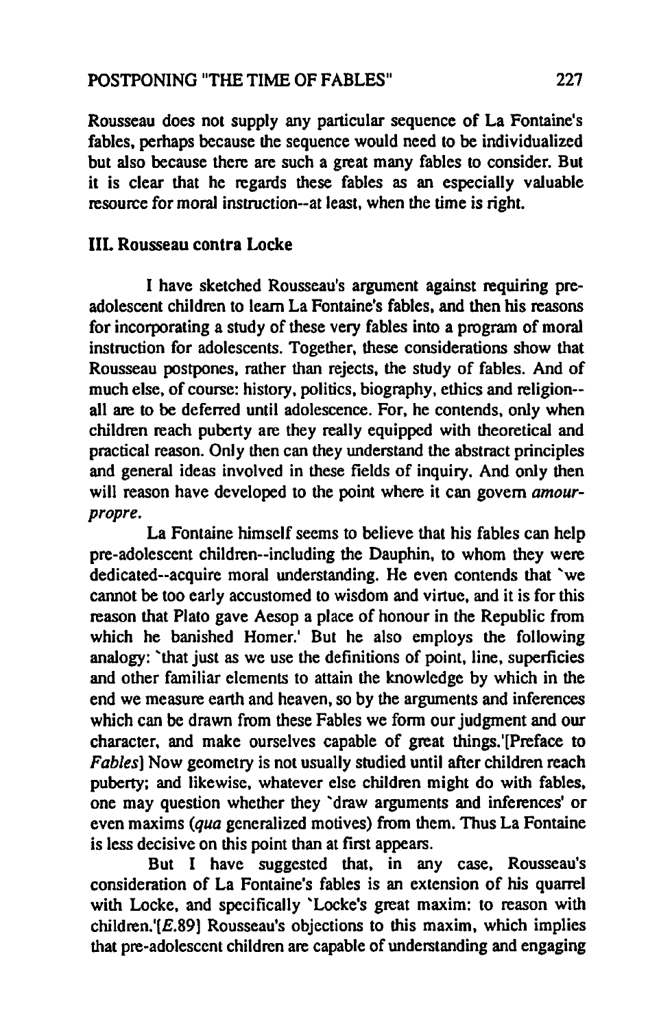Rousseau does not supply any particular sequence of La Fontaine's fables, perhaps because the sequence would need to be individualized but also because there are such a great many fables to consider. But it is clear that he regards these fables as an especially valuable resource for moral instruction--at least, when the time is right.

## III. Rousseau contra Locke

I have sketched Rousseau's argument against requiring pre-adolescent children to learn La Fontaine's fables, and then his reasons for incorporating a study of these very fables into a program of moral instruction for adolescents. Together, these considerations show that Rousseau postpones, rather than rejects, the study of fables. And of much else, of course: history, politics, biography, ethics and religion--all are to be deferred until adolescence. For, he contends, only when children reach puberty are they really equipped with theoretical and practical reason. Only then can they understand the abstract principles and general ideas involved in these fields of inquiry. And only then will reason have developed to the point where it can govern *amour-propre*.

La Fontaine himself seems to believe that his fables can help pre-adolescent children--including the Dauphin, to whom they were dedicated--acquire moral understanding. He even contends that 'we cannot be too early accustomed to wisdom and virtue, and it is for this reason that Plato gave Aesop a place of honour in the Republic from which he banished Homer.' But he also employs the following analogy: 'that just as we use the definitions of point, line, superficies and other familiar elements to attain the knowledge by which in the end we measure earth and heaven, so by the arguments and inferences which can be drawn from these Fables we form our judgment and our character, and make ourselves capable of great things.'[Preface to *Fables*] Now geometry is not usually studied until after children reach puberty; and likewise, whatever else children might do with fables, one may question whether they 'draw arguments and inferences' or even maxims (*qua* generalized motives) from them. Thus La Fontaine is less decisive on this point than at first appears.

But I have suggested that, in any case, Rousseau's consideration of La Fontaine's fables is an extension of his quarrel with Locke, and specifically 'Locke's great maxim: to reason with children.'[*E*.89] Rousseau's objections to this maxim, which implies that pre-adolescent children are capable of understanding and engaging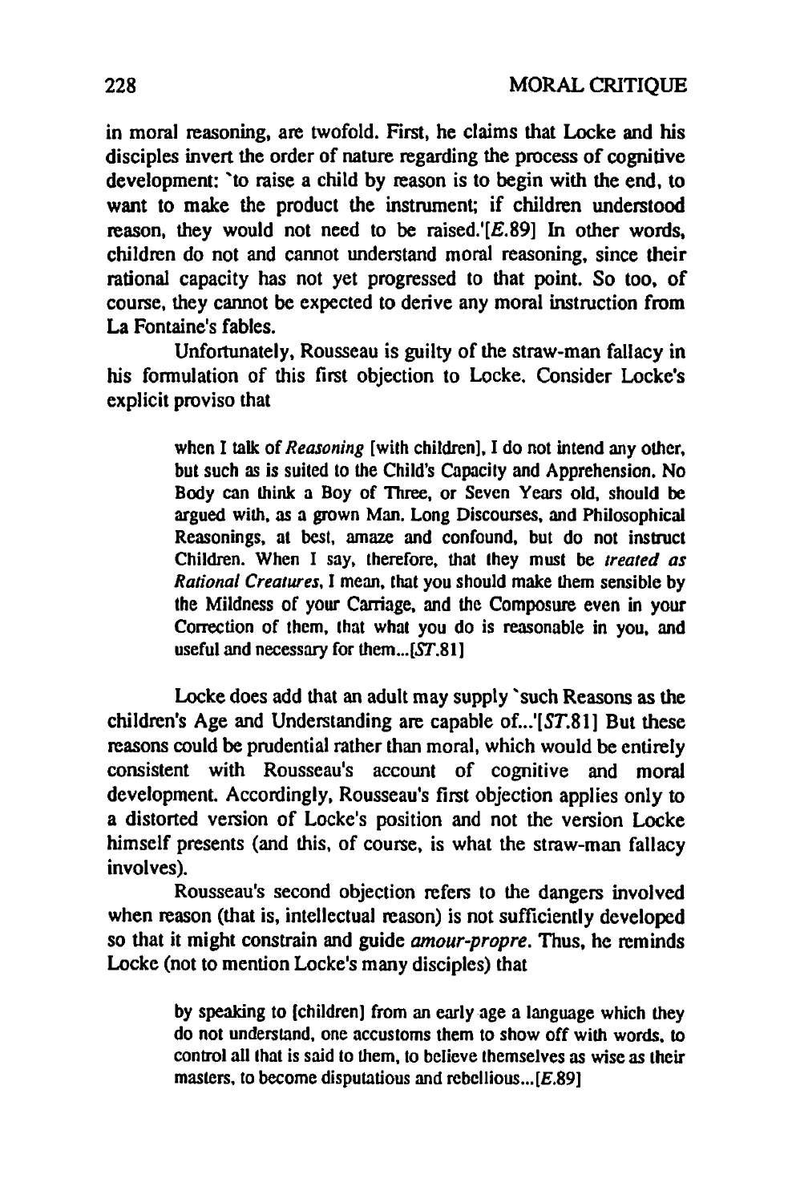in moral reasoning, are twofold. First, he claims that Locke and his disciples invert the order of nature regarding the process of cognitive development: `to raise a child by reason is to begin with the end, to want to make the product the instrument; if children understood reason, they would not need to be raised.'[*E*.89] In other words, children do not and cannot understand moral reasoning, since their rational capacity has not yet progressed to that point. So too, of course, they cannot be expected to derive any moral instruction from La Fontaine's fables.

Unfortunately, Rousseau is guilty of the straw-man fallacy in his formulation of this first objection to Locke. Consider Locke's explicit proviso that

> when I talk of *Reasoning* [with children], I do not intend any other, but such as is suited to the Child's Capacity and Apprehension. No Body can think a Boy of Three, or Seven Years old, should be argued with, as a grown Man. Long Discourses, and Philosophical Reasonings, at best, amaze and confound, but do not instruct Children. When I say, therefore, that they must be *treated as Rational Creatures*, I mean, that you should make them sensible by the Mildness of your Carriage, and the Composure even in your Correction of them, that what you do is reasonable in you, and useful and necessary for them...[*ST*.81]

Locke does add that an adult may supply `such Reasons as the children's Age and Understanding are capable of...'[*ST*.81] But these reasons could be prudential rather than moral, which would be entirely consistent with Rousseau's account of cognitive and moral development. Accordingly, Rousseau's first objection applies only to a distorted version of Locke's position and not the version Locke himself presents (and this, of course, is what the straw-man fallacy involves).

Rousseau's second objection refers to the dangers involved when reason (that is, intellectual reason) is not sufficiently developed so that it might constrain and guide *amour-propre*. Thus, he reminds Locke (not to mention Locke's many disciples) that

> by speaking to [children] from an early age a language which they do not understand, one accustoms them to show off with words, to control all that is said to them, to believe themselves as wise as their masters, to become disputatious and rebellious...[*E*.89]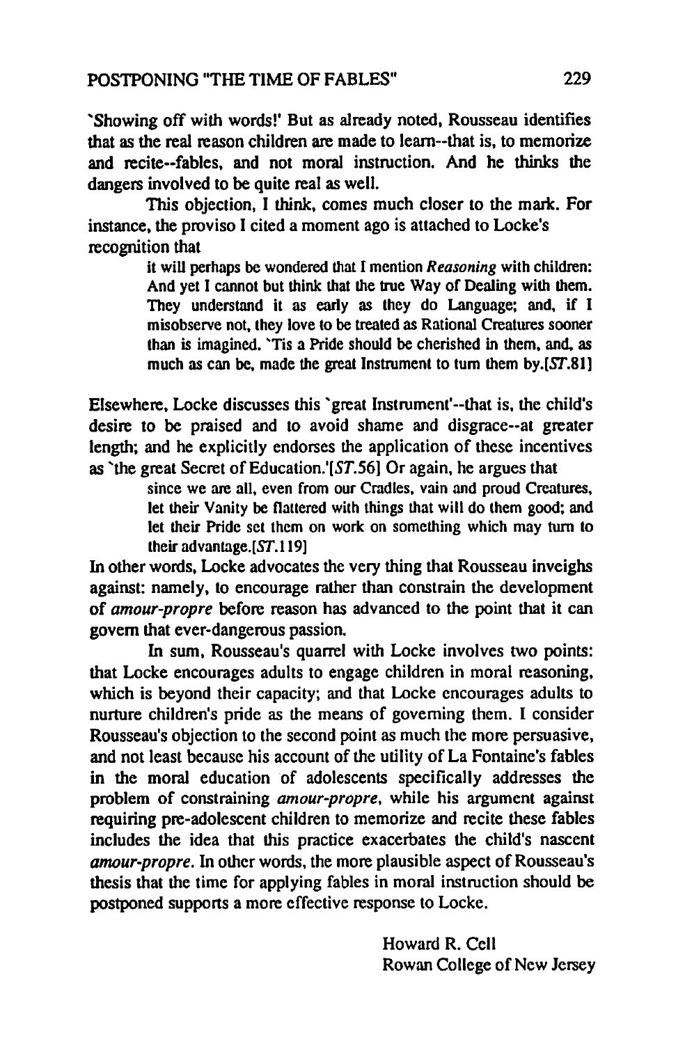'Showing off with words!' But as already noted, Rousseau identifies that as the real reason children are made to learn--that is, to memorize and recite--fables, and not moral instruction. And he thinks the dangers involved to be quite real as well.

This objection, I think, comes much closer to the mark. For instance, the proviso I cited a moment ago is attached to Locke's recognition that

> it will perhaps be wondered that I mention *Reasoning* with children: And yet I cannot but think that the true Way of Dealing with them. They understand it as early as they do Language; and, if I misobserve not, they love to be treated as Rational Creatures sooner than is imagined. 'Tis a Pride should be cherished in them, and, as much as can be, made the great Instrument to turn them by.[*ST*.81]

Elsewhere, Locke discusses this 'great Instrument'--that is, the child's desire to be praised and to avoid shame and disgrace--at greater length; and he explicitly endorses the application of these incentives as 'the great Secret of Education.'[*ST*.56] Or again, he argues that

> since we are all, even from our Cradles, vain and proud Creatures, let their Vanity be flattered with things that will do them good; and let their Pride set them on work on something which may turn to their advantage.[*ST*.119]

In other words, Locke advocates the very thing that Rousseau inveighs against: namely, to encourage rather than constrain the development of *amour-propre* before reason has advanced to the point that it can govern that ever-dangerous passion.

In sum, Rousseau's quarrel with Locke involves two points: that Locke encourages adults to engage children in moral reasoning, which is beyond their capacity; and that Locke encourages adults to nurture children's pride as the means of governing them. I consider Rousseau's objection to the second point as much the more persuasive, and not least because his account of the utility of La Fontaine's fables in the moral education of adolescents specifically addresses the problem of constraining *amour-propre*, while his argument against requiring pre-adolescent children to memorize and recite these fables includes the idea that this practice exacerbates the child's nascent *amour-propre*. In other words, the more plausible aspect of Rousseau's thesis that the time for applying fables in moral instruction should be postponed supports a more effective response to Locke.

Howard R. Cell
Rowan College of New Jersey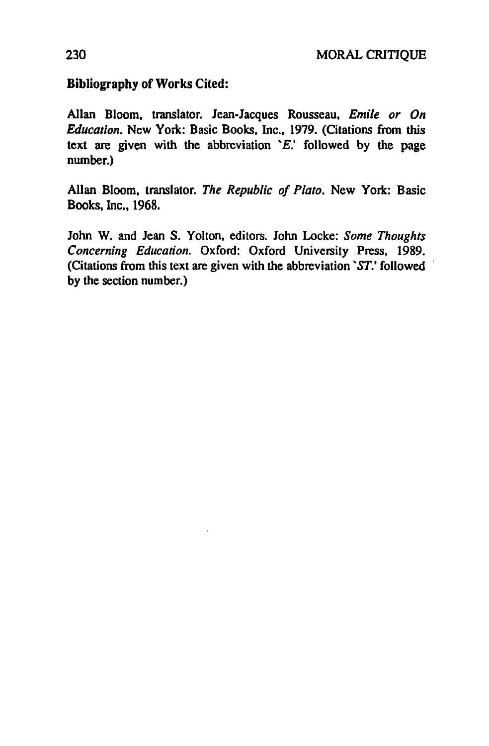**Bibliography of Works Cited:**

Allan Bloom, translator. Jean-Jacques Rousseau, *Emile or On Education*. New York: Basic Books, Inc., 1979. (Citations from this text are given with the abbreviation `*E*.' followed by the page number.)

Allan Bloom, translator. *The Republic of Plato*. New York: Basic Books, Inc., 1968.

John W. and Jean S. Yolton, editors. John Locke: *Some Thoughts Concerning Education*. Oxford: Oxford University Press, 1989. (Citations from this text are given with the abbreviation `*ST*.' followed by the section number.)